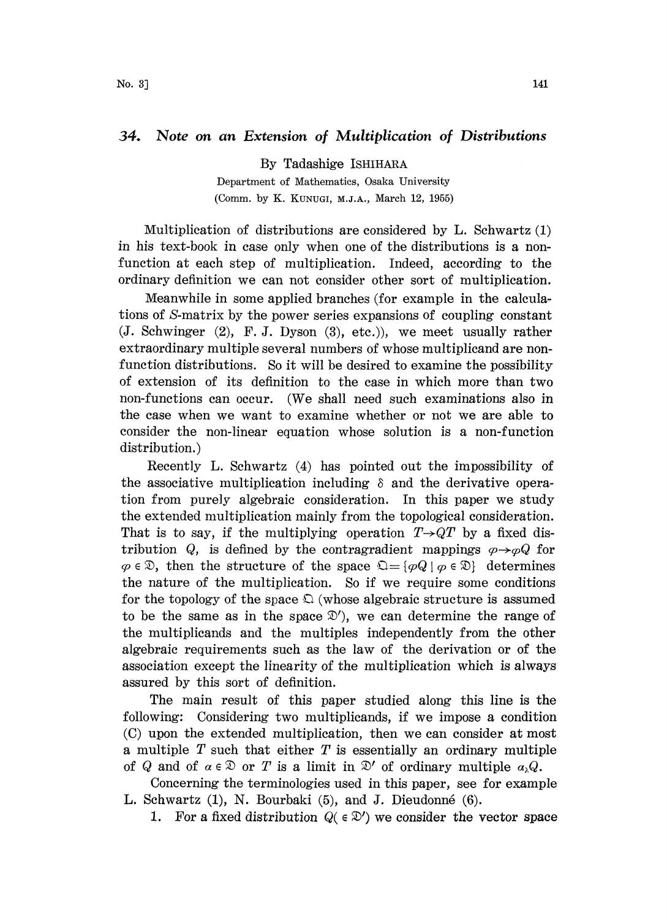## 34. Note on an Extension of Multiplication of Distributions

By Tadashige ISHIHARA

Department of Mathematics, Osaka University
(Comm. by K. KUNUGI, M.J.A., March 12, 1955)

Multiplication of distributions are considered by L. Schwartz (1) in his text-book in case only when one of the distributions is a non-function at each step of multiplication. Indeed, according to the ordinary definition we can not consider other sort of multiplication.

Meanwhile in some applied branches (for example in the calculations of $S$-matrix by the power series expansions of coupling constant (J. Schwinger (2), F. J. Dyson (3), etc.)), we meet usually rather extraordinary multiple several numbers of whose multiplicand are non-function distributions. So it will be desired to examine the possibility of extension of its definition to the case in which more than two non-functions can occur. (We shall need such examinations also in the case when we want to examine whether or not we are able to consider the non-linear equation whose solution is a non-function distribution.)

Recently L. Schwartz (4) has pointed out the impossibility of the associative multiplication including $\delta$ and the derivative operation from purely algebraic consideration. In this paper we study the extended multiplication mainly from the topological consideration. That is to say, if the multiplying operation $T \rightarrow QT$ by a fixed distribution $Q$, is defined by the contragradient mappings $\varphi \rightarrow \varphi Q$ for $\varphi \in \mathfrak{D}$, then the structure of the space $\mathfrak{Q} = \{\varphi Q \mid \varphi \in \mathfrak{D}\}$ determines the nature of the multiplication. So if we require some conditions for the topology of the space $\mathfrak{Q}$ (whose algebraic structure is assumed to be the same as in the space $\mathfrak{D}'$), we can determine the range of the multiplicands and the multiples independently from the other algebraic requirements such as the law of the derivation or of the association except the linearity of the multiplication which is always assured by this sort of definition.

The main result of this paper studied along this line is the following: Considering two multiplicands, if we impose a condition (C) upon the extended multiplication, then we can consider at most a multiple $T$ such that either $T$ is essentially an ordinary multiple of $Q$ and of $\alpha \in \mathfrak{D}$ or $T$ is a limit in $\mathfrak{D}'$ of ordinary multiple $\alpha_\lambda Q$.

Concerning the terminologies used in this paper, see for example L. Schwartz (1), N. Bourbaki (5), and J. Dieudonné (6).

1. For a fixed distribution $Q (\in \mathfrak{D}')$ we consider the vector space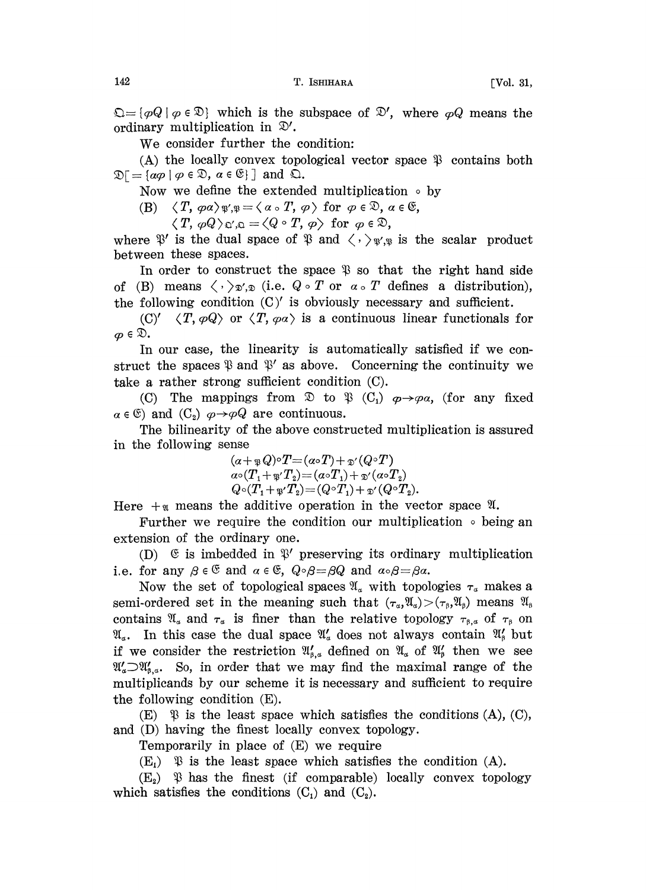$\mathfrak{Q} = \{\varphi Q \mid \varphi \in \mathfrak{D}\}$ which is the subspace of $\mathfrak{D}'$, where $\varphi Q$ means the ordinary multiplication in $\mathfrak{D}'$.

We consider further the condition:

(A) the locally convex topological vector space $\mathfrak{P}$ contains both $\mathfrak{D}[= \{\alpha\varphi \mid \varphi \in \mathfrak{D},\ \alpha \in \mathfrak{E}\}]$ and $\mathfrak{Q}$.

Now we define the extended multiplication $\circ$ by

(B) $\langle T, \varphi\alpha\rangle_{\mathfrak{P}',\mathfrak{P}} = \langle \alpha \circ T, \varphi\rangle$ for $\varphi \in \mathfrak{D}$, $\alpha \in \mathfrak{E}$,

$\langle T, \varphi Q\rangle_{\mathfrak{Q}',\mathfrak{Q}} = \langle Q \circ T, \varphi\rangle$ for $\varphi \in \mathfrak{D}$,

where $\mathfrak{P}'$ is the dual space of $\mathfrak{P}$ and $\langle\ ,\ \rangle_{\mathfrak{P}',\mathfrak{P}}$ is the scalar product between these spaces.

In order to construct the space $\mathfrak{P}$ so that the right hand side of (B) means $\langle\ ,\ \rangle_{\mathfrak{D}',\mathfrak{D}}$ (i.e. $Q \circ T$ or $\alpha \circ T$ defines a distribution), the following condition (C)$'$ is obviously necessary and sufficient.

(C)$'$ $\langle T, \varphi Q\rangle$ or $\langle T, \varphi\alpha\rangle$ is a continuous linear functionals for $\varphi \in \mathfrak{D}$.

In our case, the linearity is automatically satisfied if we construct the spaces $\mathfrak{P}$ and $\mathfrak{P}'$ as above. Concerning the continuity we take a rather strong sufficient condition (C).

(C) The mappings from $\mathfrak{D}$ to $\mathfrak{P}$ ($C_1$) $\varphi \to \varphi\alpha$, (for any fixed $\alpha \in \mathfrak{E}$) and ($C_2$) $\varphi \to \varphi Q$ are continuous.

The bilinearity of the above constructed multiplication is assured in the following sense

$$(\alpha +_{\mathfrak{P}} Q)\circ T = (\alpha\circ T) +_{\mathfrak{D}'} (Q\circ T)$$
$$\alpha\circ(T_1 +_{\mathfrak{P}'} T_2) = (\alpha\circ T_1) +_{\mathfrak{D}'} (\alpha\circ T_2)$$
$$Q\circ(T_1 +_{\mathfrak{P}'} T_2) = (Q\circ T_1) +_{\mathfrak{D}'} (Q\circ T_2).$$

Here $+_{\mathfrak{A}}$ means the additive operation in the vector space $\mathfrak{A}$.

Further we require the condition our multiplication $\circ$ being an extension of the ordinary one.

(D) $\mathfrak{E}$ is imbedded in $\mathfrak{P}'$ preserving its ordinary multiplication i.e. for any $\beta \in \mathfrak{E}$ and $\alpha \in \mathfrak{E}$, $Q\circ\beta = \beta Q$ and $\alpha\circ\beta = \beta\alpha$.

Now the set of topological spaces $\mathfrak{A}_\alpha$ with topologies $\tau_\alpha$ makes a semi-ordered set in the meaning such that $(\tau_\alpha, \mathfrak{A}_\alpha) > (\tau_\beta, \mathfrak{A}_\beta)$ means $\mathfrak{A}_\beta$ contains $\mathfrak{A}_\alpha$ and $\tau_\alpha$ is finer than the relative topology $\tau_{\beta,\alpha}$ of $\tau_\beta$ on $\mathfrak{A}_\alpha$. In this case the dual space $\mathfrak{A}'_\alpha$ does not always contain $\mathfrak{A}'_\beta$ but if we consider the restriction $\mathfrak{A}'_{\beta,\alpha}$ defined on $\mathfrak{A}_\alpha$ of $\mathfrak{A}'_\beta$ then we see $\mathfrak{A}'_\alpha \supset \mathfrak{A}'_{\beta,\alpha}$. So, in order that we may find the maximal range of the multiplicands by our scheme it is necessary and sufficient to require the following condition (E).

(E) $\mathfrak{P}$ is the least space which satisfies the conditions (A), (C), and (D) having the finest locally convex topology.

Temporarily in place of (E) we require

($E_1$) $\mathfrak{P}$ is the least space which satisfies the condition (A).

($E_2$) $\mathfrak{P}$ has the finest (if comparable) locally convex topology which satisfies the conditions ($C_1$) and ($C_2$).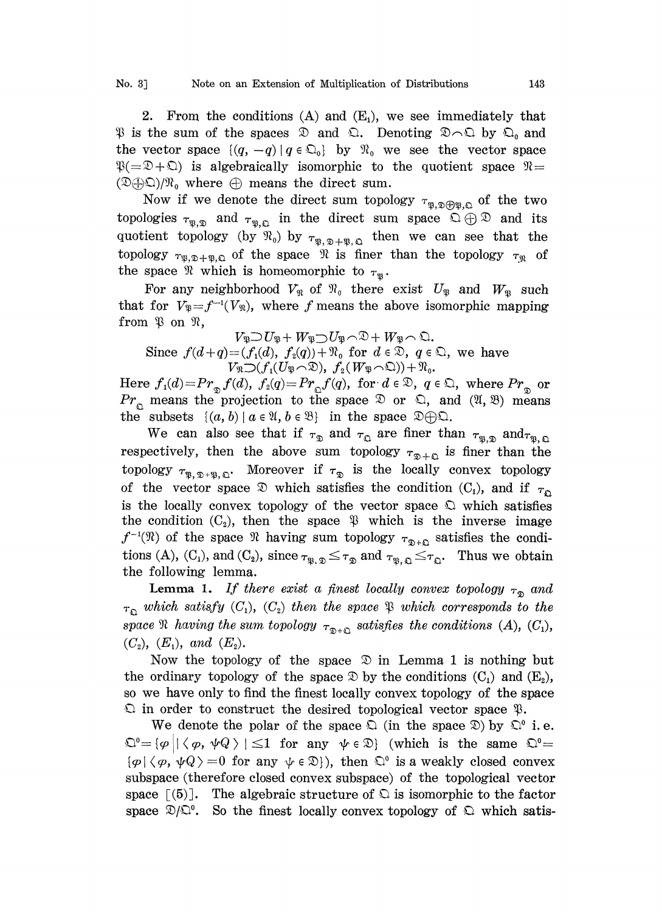2. From the conditions (A) and ($E_1$), we see immediately that $\mathfrak{P}$ is the sum of the spaces $\mathfrak{D}$ and $\mathfrak{Q}$. Denoting $\mathfrak{D} \frown \mathfrak{Q}$ by $\mathfrak{Q}_0$ and the vector space $\{(q, -q) \mid q \in \mathfrak{Q}_0\}$ by $\mathfrak{N}_0$ we see the vector space $\mathfrak{P}(=\mathfrak{D}+\mathfrak{Q})$ is algebraically isomorphic to the quotient space $\mathfrak{N}=(\mathfrak{D} \oplus \mathfrak{Q})/\mathfrak{N}_0$ where $\oplus$ means the direct sum.

Now if we denote the direct sum topology $\tau_{\mathfrak{P},\mathfrak{D}\oplus\mathfrak{P},\mathfrak{Q}}$ of the two topologies $\tau_{\mathfrak{P},\mathfrak{D}}$ and $\tau_{\mathfrak{P},\mathfrak{Q}}$ in the direct sum space $\mathfrak{Q} \oplus \mathfrak{D}$ and its quotient topology (by $\mathfrak{N}_0$) by $\tau_{\mathfrak{P},\mathfrak{D}+\mathfrak{P},\mathfrak{Q}}$ then we can see that the topology $\tau_{\mathfrak{P},\mathfrak{D}+\mathfrak{P},\mathfrak{Q}}$ of the space $\mathfrak{N}$ is finer than the topology $\tau_{\mathfrak{N}}$ of the space $\mathfrak{N}$ which is homeomorphic to $\tau_{\mathfrak{P}}$.

For any neighborhood $V_{\mathfrak{N}}$ of $\mathfrak{N}_0$ there exist $U_{\mathfrak{P}}$ and $W_{\mathfrak{P}}$ such that for $V_{\mathfrak{P}}=f^{-1}(V_{\mathfrak{N}})$, where $f$ means the above isomorphic mapping from $\mathfrak{P}$ on $\mathfrak{N}$,

$$V_{\mathfrak{P}} \supset U_{\mathfrak{P}}+W_{\mathfrak{P}} \supset U_{\mathfrak{P}} \frown \mathfrak{D}+W_{\mathfrak{P}} \frown \mathfrak{Q}.$$

Since $f(d+q)=(f_1(d),\ f_2(q))+\mathfrak{N}_0$ for $d \in \mathfrak{D}$, $q \in \mathfrak{Q}$, we have

$$V_{\mathfrak{N}} \supset (f_1(U_{\mathfrak{P}} \frown \mathfrak{D}),\ f_2(W_{\mathfrak{P}} \frown \mathfrak{Q}))+\mathfrak{N}_0.$$

Here $f_1(d)=Pr_{\mathfrak{D}}f(d)$, $f_2(q)=Pr_{\mathfrak{Q}}f(q)$, for $d \in \mathfrak{D}$, $q \in \mathfrak{Q}$, where $Pr_{\mathfrak{D}}$ or $Pr_{\mathfrak{Q}}$ means the projection to the space $\mathfrak{D}$ or $\mathfrak{Q}$, and $(\mathfrak{A}, \mathfrak{B})$ means the subsets $\{(a, b) \mid a \in \mathfrak{A}, b \in \mathfrak{B}\}$ in the space $\mathfrak{D} \oplus \mathfrak{Q}$.

We can also see that if $\tau_{\mathfrak{D}}$ and $\tau_{\mathfrak{Q}}$ are finer than $\tau_{\mathfrak{P},\mathfrak{D}}$ and $\tau_{\mathfrak{P},\mathfrak{Q}}$ respectively, then the above sum topology $\tau_{\mathfrak{D}+\mathfrak{Q}}$ is finer than the topology $\tau_{\mathfrak{P},\mathfrak{D}+\mathfrak{P},\mathfrak{Q}}$. Moreover if $\tau_{\mathfrak{D}}$ is the locally convex topology of the vector space $\mathfrak{D}$ which satisfies the condition ($C_1$), and if $\tau_{\mathfrak{Q}}$ is the locally convex topology of the vector space $\mathfrak{Q}$ which satisfies the condition ($C_2$), then the space $\mathfrak{P}$ which is the inverse image $f^{-1}(\mathfrak{N})$ of the space $\mathfrak{N}$ having sum topology $\tau_{\mathfrak{D}+\mathfrak{Q}}$ satisfies the conditions (A), ($C_1$), and ($C_2$), since $\tau_{\mathfrak{P},\mathfrak{D}} \leq \tau_{\mathfrak{D}}$ and $\tau_{\mathfrak{P},\mathfrak{Q}} \leq \tau_{\mathfrak{Q}}$. Thus we obtain the following lemma.

**Lemma 1.** *If there exist a finest locally convex topology $\tau_{\mathfrak{D}}$ and $\tau_{\mathfrak{Q}}$ which satisfy ($C_1$), ($C_2$) then the space $\mathfrak{P}$ which corresponds to the space $\mathfrak{N}$ having the sum topology $\tau_{\mathfrak{D}+\mathfrak{Q}}$ satisfies the conditions (A), ($C_1$), ($C_2$), ($E_1$), and ($E_2$).*

Now the topology of the space $\mathfrak{D}$ in Lemma 1 is nothing but the ordinary topology of the space $\mathfrak{D}$ by the conditions ($C_1$) and ($E_2$), so we have only to find the finest locally convex topology of the space $\mathfrak{Q}$ in order to construct the desired topological vector space $\mathfrak{P}$.

We denote the polar of the space $\mathfrak{Q}$ (in the space $\mathfrak{D}$) by $\mathfrak{Q}^0$ i.e. $\mathfrak{Q}^0=\{\varphi \,\|\, \langle \varphi, \psi Q \rangle \mid \leq 1 \text{ for any } \psi \in \mathfrak{D}\}$ (which is the same $\mathfrak{Q}^0=\{\varphi \mid \langle \varphi, \psi Q \rangle=0 \text{ for any } \psi \in \mathfrak{D}\}$), then $\mathfrak{Q}^0$ is a weakly closed convex subspace (therefore closed convex subspace) of the topological vector space [(5)]. The algebraic structure of $\mathfrak{Q}$ is isomorphic to the factor space $\mathfrak{D}/\mathfrak{Q}^0$. So the finest locally convex topology of $\mathfrak{Q}$ which satis-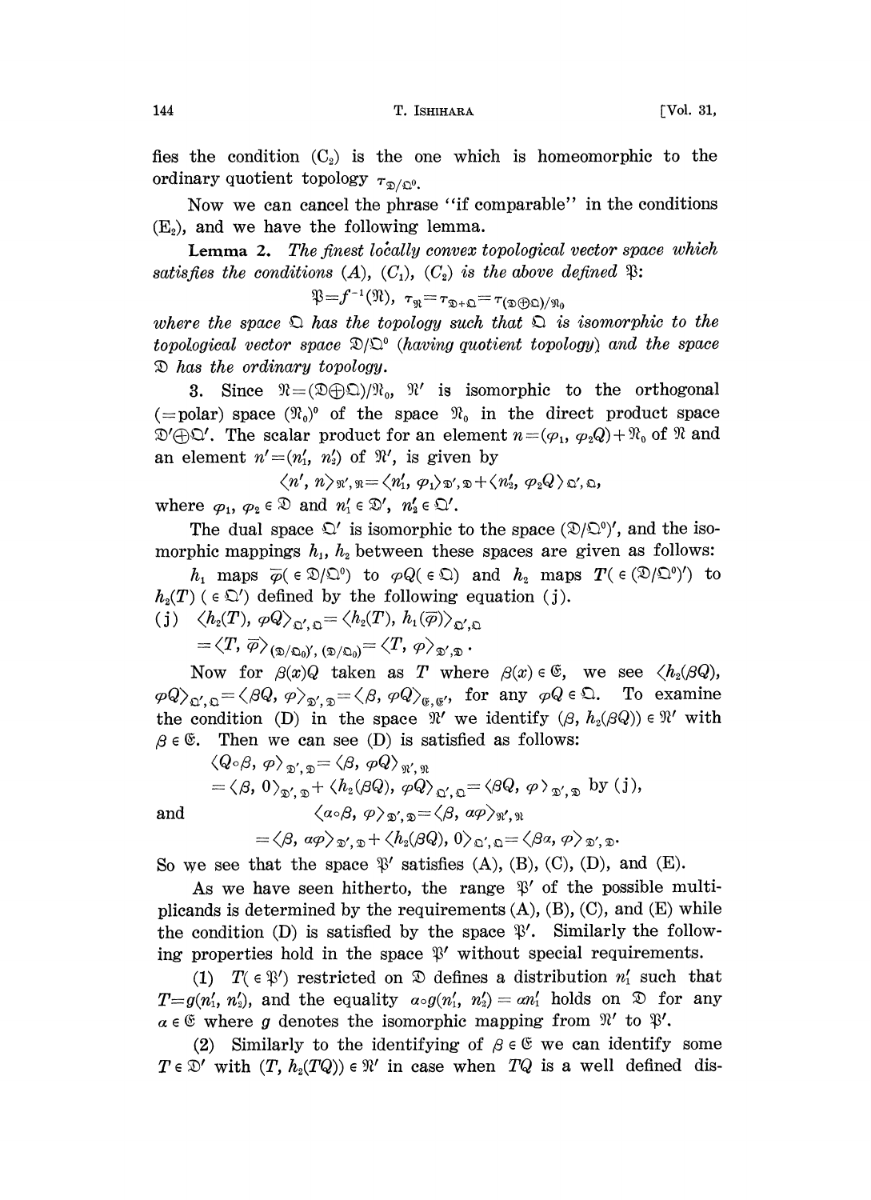fies the condition $(C_2)$ is the one which is homeomorphic to the ordinary quotient topology $\tau_{\mathfrak{D}/\mathfrak{Q}^0}$.

Now we can cancel the phrase "if comparable" in the conditions $(E_2)$, and we have the following lemma.

**Lemma 2.** *The finest locally convex topological vector space which satisfies the conditions (A), $(C_1)$, $(C_2)$ is the above defined $\mathfrak{P}$:*

$$\mathfrak{P}=f^{-1}(\mathfrak{N}),\ \tau_{\mathfrak{N}}=\tau_{\mathfrak{D}+\mathfrak{Q}}=\tau_{(\mathfrak{D}\oplus\mathfrak{Q})/\mathfrak{N}_0}$$

*where the space $\mathfrak{Q}$ has the topology such that $\mathfrak{Q}$ is isomorphic to the topological vector space $\mathfrak{D}/\mathfrak{Q}^0$ (having quotient topology) and the space $\mathfrak{D}$ has the ordinary topology.*

3. Since $\mathfrak{N}=(\mathfrak{D}\oplus\mathfrak{Q})/\mathfrak{N}_0$, $\mathfrak{N}'$ is isomorphic to the orthogonal (=polar) space $(\mathfrak{N}_0)^0$ of the space $\mathfrak{N}_0$ in the direct product space $\mathfrak{D}'\oplus\mathfrak{Q}'$. The scalar product for an element $n=(\varphi_1, \varphi_2Q)+\mathfrak{N}_0$ of $\mathfrak{N}$ and an element $n'=(n_1', n_2')$ of $\mathfrak{N}'$, is given by

$$\langle n', n\rangle_{\mathfrak{N}',\mathfrak{N}}=\langle n_1', \varphi_1\rangle_{\mathfrak{D}',\mathfrak{D}}+\langle n_2', \varphi_2Q\rangle_{\mathfrak{Q}',\mathfrak{Q}},$$

where $\varphi_1, \varphi_2\in\mathfrak{D}$ and $n_1'\in\mathfrak{D}'$, $n_2'\in\mathfrak{Q}'$.

The dual space $\mathfrak{Q}'$ is isomorphic to the space $(\mathfrak{D}/\mathfrak{Q}^0)'$, and the isomorphic mappings $h_1$, $h_2$ between these spaces are given as follows:

$h_1$ maps $\overline{\varphi}(\in\mathfrak{D}/\mathfrak{Q}^0)$ to $\varphi Q(\in\mathfrak{Q})$ and $h_2$ maps $T(\in(\mathfrak{D}/\mathfrak{Q}^0)')$ to $h_2(T)\ (\in\mathfrak{Q}')$ defined by the following equation (j).

(j) $\langle h_2(T), \varphi Q\rangle_{\mathfrak{Q}',\mathfrak{Q}}=\langle h_2(T), h_1(\overline{\varphi})\rangle_{\mathfrak{Q}',\mathfrak{Q}}$

$\qquad=\langle T, \overline{\varphi}\rangle_{(\mathfrak{D}/\mathfrak{Q}_0)', (\mathfrak{D}/\mathfrak{Q}_0)}=\langle T, \varphi\rangle_{\mathfrak{D}',\mathfrak{D}}$.

Now for $\beta(x)Q$ taken as $T$ where $\beta(x)\in\mathfrak{E}$, we see $\langle h_2(\beta Q), \varphi Q\rangle_{\mathfrak{Q}',\mathfrak{Q}}=\langle\beta Q, \varphi\rangle_{\mathfrak{D}',\mathfrak{D}}=\langle\beta, \varphi Q\rangle_{\mathfrak{E},\mathfrak{E}'}$, for any $\varphi Q\in\mathfrak{Q}$. To examine the condition (D) in the space $\mathfrak{N}'$ we identify $(\beta, h_2(\beta Q))\in\mathfrak{N}'$ with $\beta\in\mathfrak{E}$. Then we can see (D) is satisfied as follows:

$$\langle Q\circ\beta, \varphi\rangle_{\mathfrak{D}',\mathfrak{D}}=\langle\beta, \varphi Q\rangle_{\mathfrak{N}',\mathfrak{N}}$$
$$=\langle\beta, 0\rangle_{\mathfrak{D}',\mathfrak{D}}+\langle h_2(\beta Q), \varphi Q\rangle_{\mathfrak{Q}',\mathfrak{Q}}=\langle\beta Q, \varphi\rangle_{\mathfrak{D}',\mathfrak{D}} \text{ by (j)},$$

and
$$\langle\alpha\circ\beta, \varphi\rangle_{\mathfrak{D}',\mathfrak{D}}=\langle\beta, \alpha\varphi\rangle_{\mathfrak{N}',\mathfrak{N}}$$
$$=\langle\beta, \alpha\varphi\rangle_{\mathfrak{D}',\mathfrak{D}}+\langle h_2(\beta Q), 0\rangle_{\mathfrak{Q}',\mathfrak{Q}}=\langle\beta\alpha, \varphi\rangle_{\mathfrak{D}',\mathfrak{D}}.$$

So we see that the space $\mathfrak{P}'$ satisfies (A), (B), (C), (D), and (E).

As we have seen hitherto, the range $\mathfrak{P}'$ of the possible multiplicands is determined by the requirements (A), (B), (C), and (E) while the condition (D) is satisfied by the space $\mathfrak{P}'$. Similarly the following properties hold in the space $\mathfrak{P}'$ without special requirements.

(1) $T(\in\mathfrak{P}')$ restricted on $\mathfrak{D}$ defines a distribution $n_1'$ such that $T=g(n_1', n_2')$, and the equality $\alpha\circ g(n_1', n_2')=\alpha n_1'$ holds on $\mathfrak{D}$ for any $\alpha\in\mathfrak{E}$ where $g$ denotes the isomorphic mapping from $\mathfrak{N}'$ to $\mathfrak{P}'$.

(2) Similarly to the identifying of $\beta\in\mathfrak{E}$ we can identify some $T\in\mathfrak{D}'$ with $(T, h_2(TQ))\in\mathfrak{N}'$ in case when $TQ$ is a well defined dis-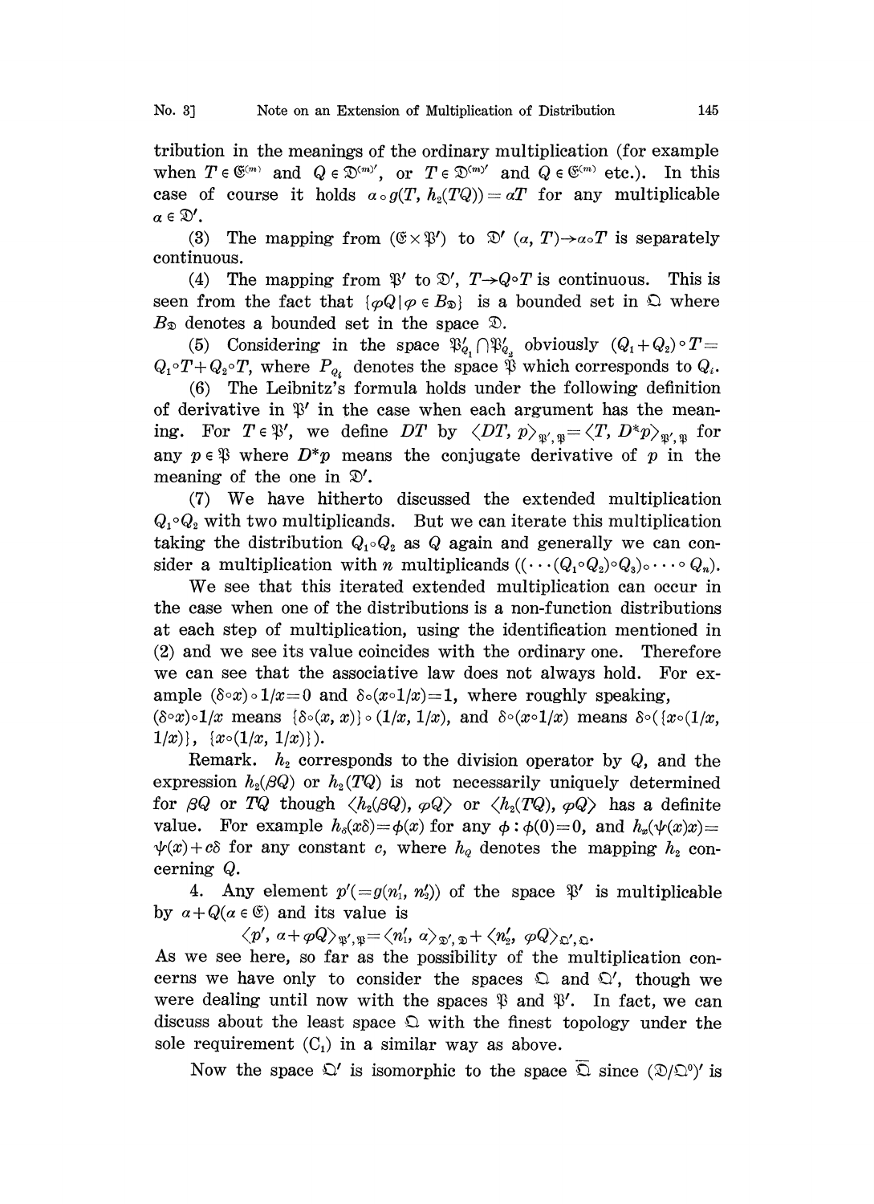tribution in the meanings of the ordinary multiplication (for example when $T \in \mathfrak{E}^{(m)}$ and $Q \in \mathfrak{D}^{(m)'}$, or $T \in \mathfrak{D}^{(m)'}$ and $Q \in \mathfrak{E}^{(m)}$ etc.). In this case of course it holds $\alpha \circ g(T, h_2(TQ)) = \alpha T$ for any multiplicable $\alpha \in \mathfrak{D}'$.

(3) The mapping from $(\mathfrak{E} \times \mathfrak{P}')$ to $\mathfrak{D}'$ $(\alpha, T) \to \alpha \circ T$ is separately continuous.

(4) The mapping from $\mathfrak{P}'$ to $\mathfrak{D}'$, $T \to Q \circ T$ is continuous. This is seen from the fact that $\{\varphi Q \mid \varphi \in B_{\mathfrak{D}}\}$ is a bounded set in $\mathfrak{Q}$ where $B_{\mathfrak{D}}$ denotes a bounded set in the space $\mathfrak{D}$.

(5) Considering in the space $\mathfrak{P}'_{Q_1} \cap \mathfrak{P}'_{Q_2}$ obviously $(Q_1 + Q_2) \circ T = Q_1 \circ T + Q_2 \circ T$, where $P_{Q_i}$ denotes the space $\mathfrak{P}$ which corresponds to $Q_i$.

(6) The Leibnitz's formula holds under the following definition of derivative in $\mathfrak{P}'$ in the case when each argument has the meaning. For $T \in \mathfrak{P}'$, we define $DT$ by $\langle DT, p \rangle_{\mathfrak{P}', \mathfrak{P}} = \langle T, D^* p \rangle_{\mathfrak{P}', \mathfrak{P}}$ for any $p \in \mathfrak{P}$ where $D^* p$ means the conjugate derivative of $p$ in the meaning of the one in $\mathfrak{D}'$.

(7) We have hitherto discussed the extended multiplication $Q_1 \circ Q_2$ with two multiplicands. But we can iterate this multiplication taking the distribution $Q_1 \circ Q_2$ as $Q$ again and generally we can consider a multiplication with $n$ multiplicands $((\cdots(Q_1 \circ Q_2) \circ Q_3) \circ \cdots \circ Q_n)$.

We see that this iterated extended multiplication can occur in the case when one of the distributions is a non-function distributions at each step of multiplication, using the identification mentioned in (2) and we see its value coincides with the ordinary one. Therefore we can see that the associative law does not always hold. For example $(\delta \circ x) \circ 1/x = 0$ and $\delta \circ (x \circ 1/x) = 1$, where roughly speaking, $(\delta \circ x) \circ 1/x$ means $\{\delta \circ (x, x)\} \circ (1/x, 1/x)$, and $\delta \circ (x \circ 1/x)$ means $\delta \circ (\{x \circ (1/x, 1/x)\}, \{x \circ (1/x, 1/x)\})$.

Remark. $h_2$ corresponds to the division operator by $Q$, and the expression $h_2(\beta Q)$ or $h_2(TQ)$ is not necessarily uniquely determined for $\beta Q$ or $TQ$ though $\langle h_2(\beta Q), \varphi Q \rangle$ or $\langle h_2(TQ), \varphi Q \rangle$ has a definite value. For example $h_\delta(x\delta) = \phi(x)$ for any $\phi : \phi(0) = 0$, and $h_x(\psi(x)x) = \psi(x) + c\delta$ for any constant $c$, where $h_Q$ denotes the mapping $h_2$ concerning $Q$.

4. Any element $p' (= g(n'_1, n'_2))$ of the space $\mathfrak{P}'$ is multiplicable by $\alpha + Q (\alpha \in \mathfrak{E})$ and its value is

$$\langle p', \alpha + \varphi Q \rangle_{\mathfrak{P}', \mathfrak{P}} = \langle n'_1, \alpha \rangle_{\mathfrak{D}', \mathfrak{D}} + \langle n'_2, \varphi Q \rangle_{\mathfrak{Q}', \mathfrak{Q}}.$$

As we see here, so far as the possibility of the multiplication concerns we have only to consider the spaces $\mathfrak{Q}$ and $\mathfrak{Q}'$, though we were dealing until now with the spaces $\mathfrak{P}$ and $\mathfrak{P}'$. In fact, we can discuss about the least space $\mathfrak{Q}$ with the finest topology under the sole requirement $(C_1)$ in a similar way as above.

Now the space $\mathfrak{Q}'$ is isomorphic to the space $\bar{\mathfrak{Q}}$ since $(\mathfrak{D}/\mathfrak{Q}^0)'$ is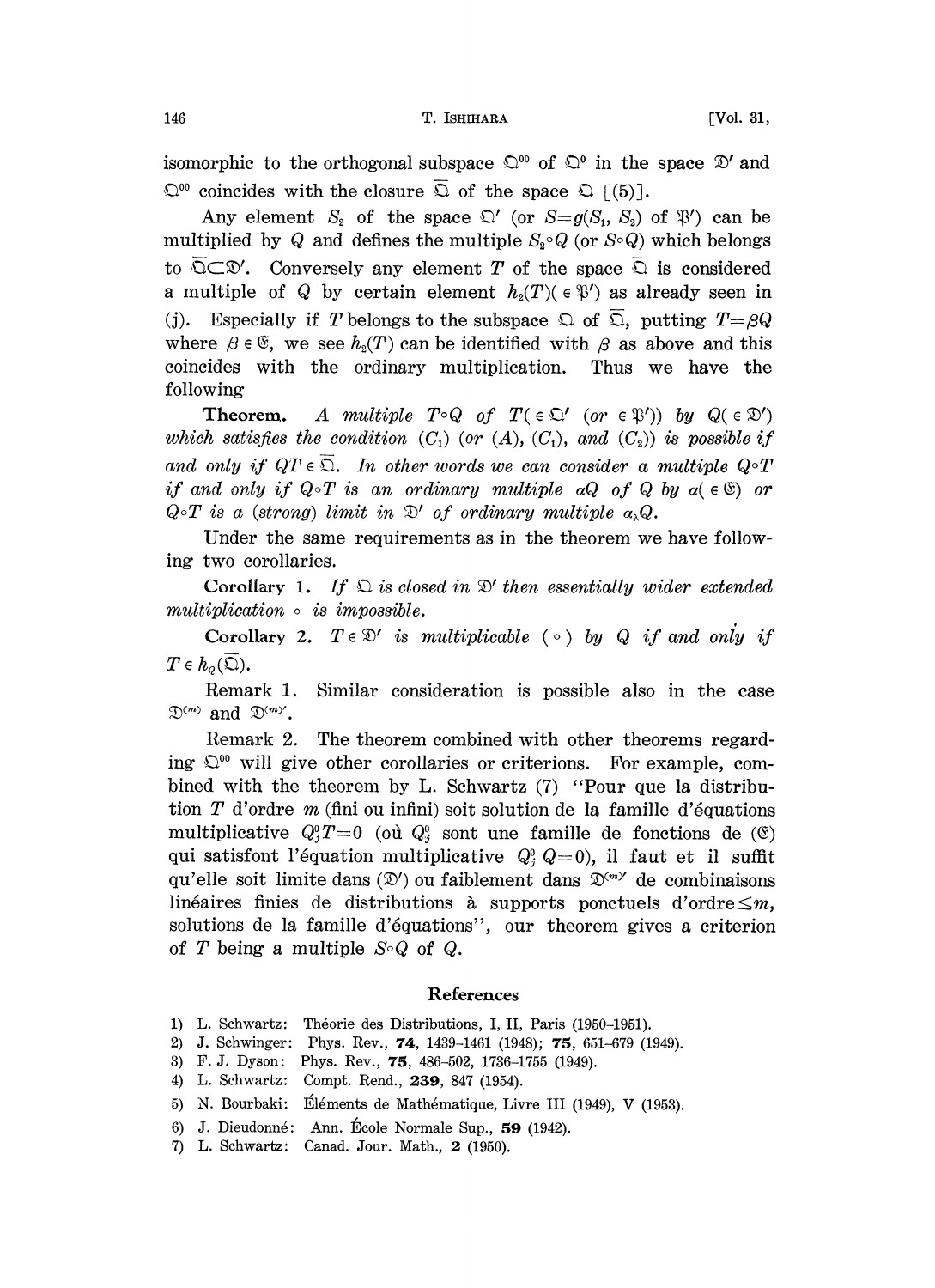isomorphic to the orthogonal subspace $\mathfrak{Q}^{00}$ of $\mathfrak{Q}^0$ in the space $\mathfrak{D}'$ and $\mathfrak{Q}^{00}$ coincides with the closure $\overline{\mathfrak{Q}}$ of the space $\mathfrak{Q}$ [(5)].

Any element $S_2$ of the space $\mathfrak{Q}'$ (or $S=g(S_1, S_2)$ of $\mathfrak{P}'$) can be multiplied by $Q$ and defines the multiple $S_2\circ Q$ (or $S\circ Q$) which belongs to $\overline{\mathfrak{Q}}\subset\mathfrak{D}'$. Conversely any element $T$ of the space $\overline{\mathfrak{Q}}$ is considered a multiple of $Q$ by certain element $h_2(T)(\in\mathfrak{P}')$ as already seen in (j). Especially if $T$ belongs to the subspace $\mathfrak{Q}$ of $\overline{\mathfrak{Q}}$, putting $T=\beta Q$ where $\beta\in\mathfrak{E}$, we see $h_2(T)$ can be identified with $\beta$ as above and this coincides with the ordinary multiplication. Thus we have the following

**Theorem.** *A multiple $T\circ Q$ of $T(\in\mathfrak{Q}'$ (or $\in\mathfrak{P}'$)) by $Q(\in\mathfrak{D}')$ which satisfies the condition $(C_1)$ (or $(A)$, $(C_1)$, and $(C_2)$) is possible if and only if $QT\in\overline{\mathfrak{Q}}$. In other words we can consider a multiple $Q\circ T$ if and only if $Q\circ T$ is an ordinary multiple $\alpha Q$ of $Q$ by $\alpha(\in\mathfrak{E})$ or $Q\circ T$ is a (strong) limit in $\mathfrak{D}'$ of ordinary multiple $\alpha_\lambda Q$.*

Under the same requirements as in the theorem we have following two corollaries.

**Corollary 1.** *If $\mathfrak{Q}$ is closed in $\mathfrak{D}'$ then essentially wider extended multiplication $\circ$ is impossible.*

**Corollary 2.** *$T\in\mathfrak{D}'$ is multiplicable ($\circ$) by $Q$ if and only if $T\in h_Q(\overline{\mathfrak{Q}})$.*

Remark 1. Similar consideration is possible also in the case $\mathfrak{D}^{(m)}$ and $\mathfrak{D}^{(m)\prime}$.

Remark 2. The theorem combined with other theorems regarding $\mathfrak{Q}^{00}$ will give other corollaries or criterions. For example, combined with the theorem by L. Schwartz (7) "Pour que la distribution $T$ d'ordre $m$ (fini ou infini) soit solution de la famille d'équations multiplicative $Q_j^0 T=0$ (où $Q_j^0$ sont une famille de fonctions de ($\mathfrak{E}$) qui satisfont l'équation multiplicative $Q_j^0 Q=0$), il faut et il suffit qu'elle soit limite dans ($\mathfrak{D}'$) ou faiblement dans $\mathfrak{D}^{(m)\prime}$ de combinaisons linéaires finies de distributions à supports ponctuels d'ordre$\leq m$, solutions de la famille d'équations", our theorem gives a criterion of $T$ being a multiple $S\circ Q$ of $Q$.

## References

1) L. Schwartz: Théorie des Distributions, I, II, Paris (1950–1951).
2) J. Schwinger: Phys. Rev., **74**, 1439–1461 (1948); **75**, 651–679 (1949).
3) F. J. Dyson: Phys. Rev., **75**, 486–502, 1736–1755 (1949).
4) L. Schwartz: Compt. Rend., **239**, 847 (1954).
5) N. Bourbaki: Éléments de Mathématique, Livre III (1949), V (1953).
6) J. Dieudonné: Ann. École Normale Sup., **59** (1942).
7) L. Schwartz: Canad. Jour. Math., **2** (1950).